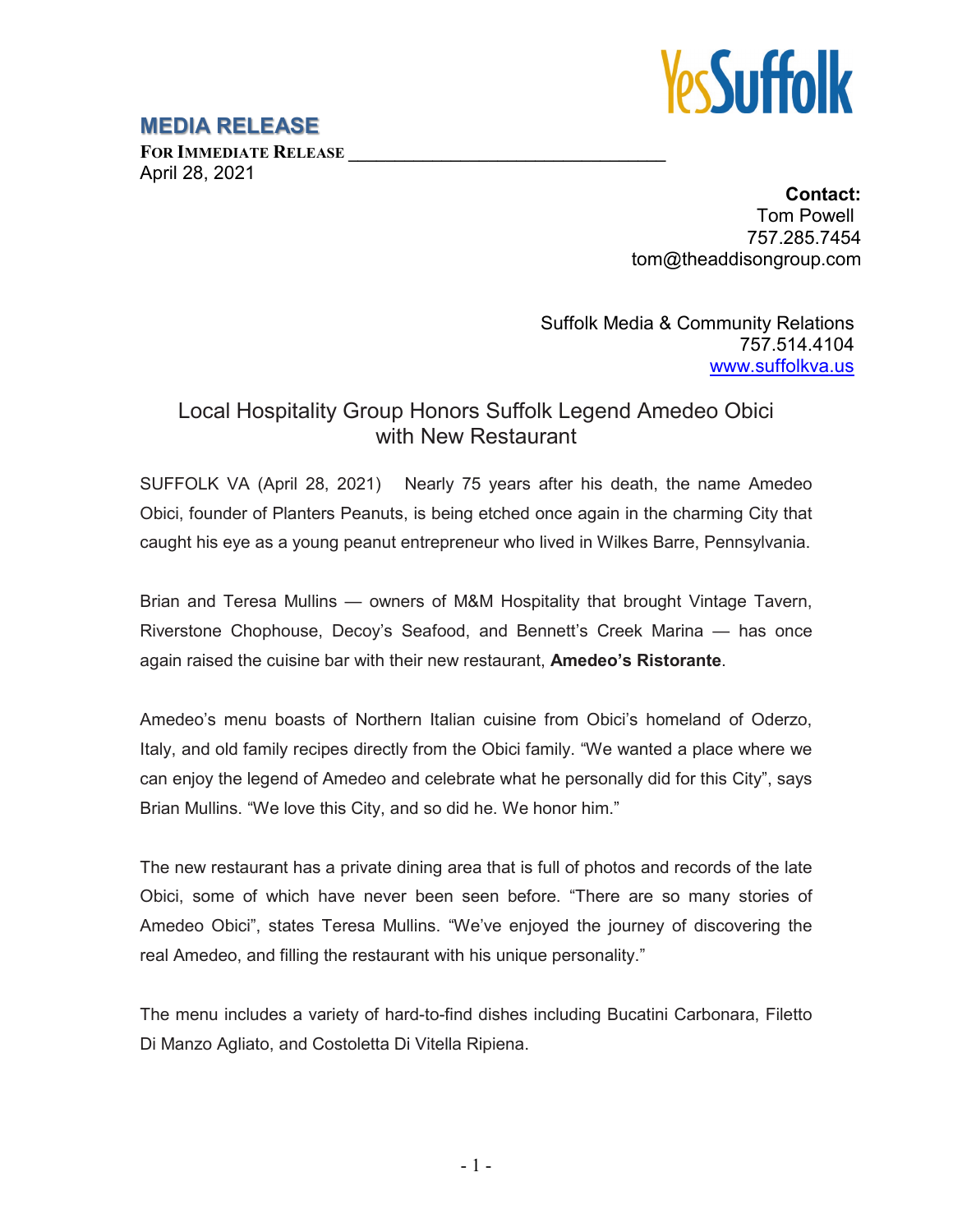YesSuffolk

## MEDIA RELEASE

**FOR IMMEDIATE RELEASE**
April 28, 2021

**Contact:**
Tom Powell
757.285.7454
tom@theaddisongroup.com

Suffolk Media & Community Relations
757.514.4104
www.suffolkva.us

# Local Hospitality Group Honors Suffolk Legend Amedeo Obici with New Restaurant

SUFFOLK VA (April 28, 2021) Nearly 75 years after his death, the name Amedeo Obici, founder of Planters Peanuts, is being etched once again in the charming City that caught his eye as a young peanut entrepreneur who lived in Wilkes Barre, Pennsylvania.

Brian and Teresa Mullins — owners of M&M Hospitality that brought Vintage Tavern, Riverstone Chophouse, Decoy's Seafood, and Bennett's Creek Marina — has once again raised the cuisine bar with their new restaurant, **Amedeo's Ristorante**.

Amedeo's menu boasts of Northern Italian cuisine from Obici's homeland of Oderzo, Italy, and old family recipes directly from the Obici family. "We wanted a place where we can enjoy the legend of Amedeo and celebrate what he personally did for this City", says Brian Mullins. "We love this City, and so did he. We honor him."

The new restaurant has a private dining area that is full of photos and records of the late Obici, some of which have never been seen before. "There are so many stories of Amedeo Obici", states Teresa Mullins. "We've enjoyed the journey of discovering the real Amedeo, and filling the restaurant with his unique personality."

The menu includes a variety of hard-to-find dishes including Bucatini Carbonara, Filetto Di Manzo Agliato, and Costoletta Di Vitella Ripiena.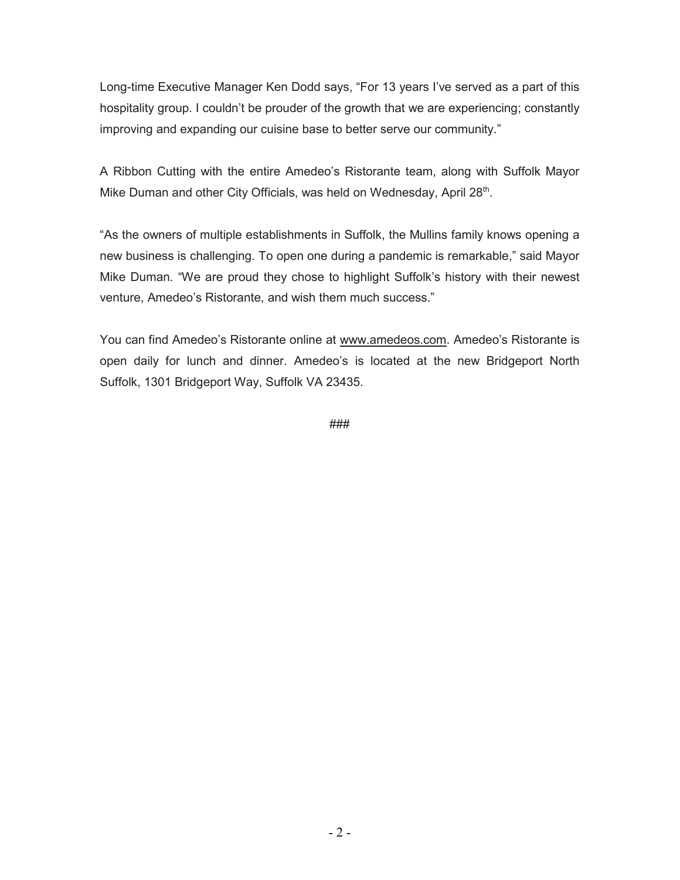Long-time Executive Manager Ken Dodd says, "For 13 years I've served as a part of this hospitality group. I couldn't be prouder of the growth that we are experiencing; constantly improving and expanding our cuisine base to better serve our community."

A Ribbon Cutting with the entire Amedeo's Ristorante team, along with Suffolk Mayor Mike Duman and other City Officials, was held on Wednesday, April 28th.

"As the owners of multiple establishments in Suffolk, the Mullins family knows opening a new business is challenging. To open one during a pandemic is remarkable," said Mayor Mike Duman. "We are proud they chose to highlight Suffolk's history with their newest venture, Amedeo's Ristorante, and wish them much success."

You can find Amedeo's Ristorante online at www.amedeos.com. Amedeo's Ristorante is open daily for lunch and dinner. Amedeo's is located at the new Bridgeport North Suffolk, 1301 Bridgeport Way, Suffolk VA 23435.

###